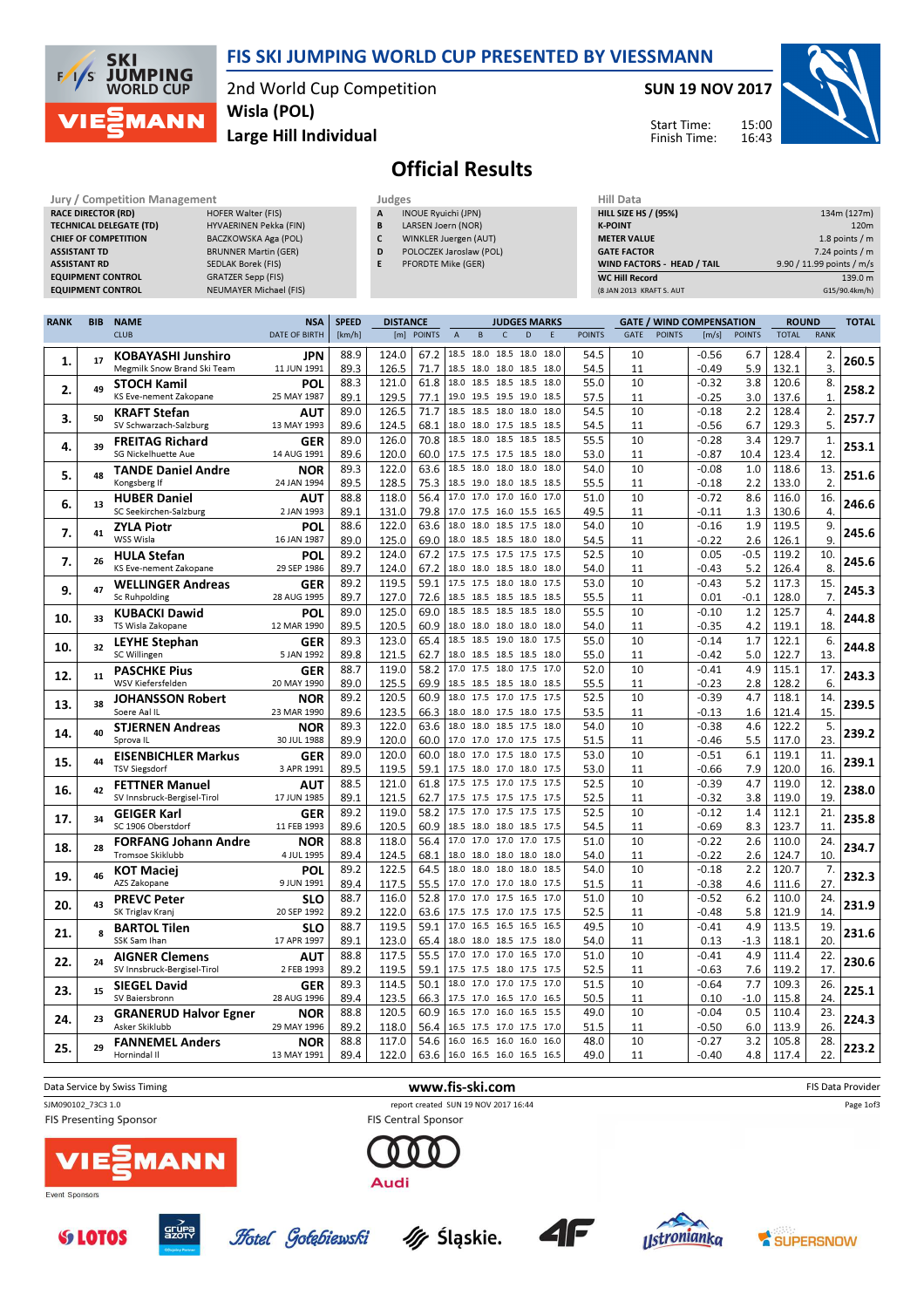# FIS SKI JUMPING WORLD CUP PRESENTED BY VIESSMANN

**2nd World Cup Competition**
**Wisla (POL)**
**Large Hill Individual**

**SUN 19 NOV 2017**

Start Time: 15:00
Finish Time: 16:43

## Official Results

| Jury / Competition Management | |
|---|---|
| RACE DIRECTOR (RD) | HOFER Walter (FIS) |
| TECHNICAL DELEGATE (TD) | HYVAERINEN Pekka (FIN) |
| CHIEF OF COMPETITION | BACZKOWSKA Aga (POL) |
| ASSISTANT TD | BRUNNER Martin (GER) |
| ASSISTANT RD | SEDLAK Borek (FIS) |
| EQUIPMENT CONTROL | GRATZER Sepp (FIS) |
| EQUIPMENT CONTROL | NEUMAYER Michael (FIS) |

| Judges | |
|---|---|
| A | INOUE Ryuichi (JPN) |
| B | LARSEN Joern (NOR) |
| C | WINKLER Juergen (AUT) |
| D | POLOCZEK Jaroslaw (POL) |
| E | PFORDTE Mike (GER) |

| Hill Data | |
|---|---|
| HILL SIZE HS / (95%) | 134m (127m) |
| K-POINT | 120m |
| METER VALUE | 1.8 points / m |
| GATE FACTOR | 7.24 points / m |
| WIND FACTORS - HEAD / TAIL | 9.90 / 11.99 points / m/s |
| WC Hill Record | 139.0 m |
| (8 JAN 2013 KRAFT S. AUT | G15/90.4km/h) |

| RANK | BIB | NAME / CLUB | NSA / DATE OF BIRTH | SPEED [km/h] | DISTANCE [m] | DISTANCE POINTS | A | B | C | D | E | JUDGES POINTS | GATE | GATE POINTS | WIND [m/s] | WIND POINTS | ROUND TOTAL | ROUND RANK | TOTAL |
|---|---|---|---|---|---|---|---|---|---|---|---|---|---|---|---|---|---|---|---|
| 1. | 17 | KOBAYASHI Junshiro | JPN | 88.9 | 124.0 | 67.2 | 18.5 | 18.0 | 18.5 | 18.0 | 18.0 | 54.5 | 10 | | -0.56 | 6.7 | 128.4 | 2. | 260.5 |
| | | Megmilk Snow Brand Ski Team | 11 JUN 1991 | 89.3 | 126.5 | 71.7 | 18.5 | 18.0 | 18.0 | 18.5 | 18.0 | 54.5 | 11 | | -0.49 | 5.9 | 132.1 | 3. | |
| 2. | 49 | STOCH Kamil | POL | 88.3 | 121.0 | 61.8 | 18.0 | 18.5 | 18.5 | 18.5 | 18.0 | 55.0 | 10 | | -0.32 | 3.8 | 120.6 | 8. | 258.2 |
| | | KS Eve-nement Zakopane | 25 MAY 1987 | 89.1 | 129.5 | 77.1 | 19.0 | 19.5 | 19.5 | 19.0 | 18.5 | 57.5 | 11 | | -0.25 | 3.0 | 137.6 | 1. | |
| 3. | 50 | KRAFT Stefan | AUT | 89.0 | 126.5 | 71.7 | 18.5 | 18.5 | 18.0 | 18.0 | 18.0 | 54.5 | 10 | | -0.18 | 2.2 | 128.4 | 2. | 257.7 |
| | | SV Schwarzach-Salzburg | 13 MAY 1993 | 89.6 | 124.5 | 68.1 | 18.0 | 18.0 | 17.5 | 18.5 | 18.5 | 54.5 | 11 | | -0.56 | 6.7 | 129.3 | 5. | |
| 4. | 39 | FREITAG Richard | GER | 89.0 | 126.0 | 70.8 | 18.5 | 18.0 | 18.5 | 18.5 | 18.5 | 55.5 | 10 | | -0.28 | 3.4 | 129.7 | 1. | 253.1 |
| | | SG Nickelhuette Aue | 14 AUG 1991 | 89.6 | 120.0 | 60.0 | 17.5 | 17.5 | 17.5 | 18.5 | 18.0 | 53.0 | 11 | | -0.87 | 10.4 | 123.4 | 12. | |
| 5. | 48 | TANDE Daniel Andre | NOR | 89.3 | 122.0 | 63.6 | 18.5 | 18.0 | 18.0 | 18.0 | 18.0 | 54.0 | 10 | | -0.08 | 1.0 | 118.6 | 13. | 251.6 |
| | | Kongsberg If | 24 JAN 1994 | 89.5 | 128.5 | 75.3 | 18.5 | 19.0 | 18.0 | 18.5 | 18.5 | 55.5 | 11 | | -0.18 | 2.2 | 133.0 | 2. | |
| 6. | 13 | HUBER Daniel | AUT | 88.8 | 118.0 | 56.4 | 17.0 | 17.0 | 17.0 | 16.0 | 17.0 | 51.0 | 10 | | -0.72 | 8.6 | 116.0 | 16. | 246.6 |
| | | SC Seekirchen-Salzburg | 2 JAN 1993 | 89.1 | 131.0 | 79.8 | 17.0 | 17.5 | 16.0 | 15.5 | 16.5 | 49.5 | 11 | | -0.11 | 1.3 | 130.6 | 4. | |
| 7. | 41 | ZYLA Piotr | POL | 88.6 | 122.0 | 63.6 | 18.0 | 18.0 | 18.5 | 17.5 | 18.0 | 54.0 | 10 | | -0.16 | 1.9 | 119.5 | 9. | 245.6 |
| | | WSS Wisla | 16 JAN 1987 | 89.0 | 125.0 | 69.0 | 18.0 | 18.5 | 18.5 | 18.0 | 18.0 | 54.5 | 11 | | -0.22 | 2.6 | 126.1 | 9. | |
| 7. | 26 | HULA Stefan | POL | 89.2 | 124.0 | 67.2 | 17.5 | 17.5 | 17.5 | 17.5 | 17.5 | 52.5 | 10 | | 0.05 | -0.5 | 119.2 | 10. | 245.6 |
| | | KS Eve-nement Zakopane | 29 SEP 1986 | 89.7 | 124.0 | 67.2 | 18.0 | 18.0 | 18.5 | 18.0 | 18.0 | 54.0 | 11 | | -0.43 | 5.2 | 126.4 | 8. | |
| 9. | 47 | WELLINGER Andreas | GER | 89.2 | 119.5 | 59.1 | 17.5 | 17.5 | 18.0 | 18.0 | 17.5 | 53.0 | 10 | | -0.43 | 5.2 | 117.3 | 15. | 245.3 |
| | | Sc Ruhpolding | 28 AUG 1995 | 89.7 | 127.0 | 72.6 | 18.5 | 18.5 | 18.5 | 18.5 | 18.5 | 55.5 | 11 | | 0.01 | -0.1 | 128.0 | 7. | |
| 10. | 33 | KUBACKI Dawid | POL | 89.0 | 125.0 | 69.0 | 18.5 | 18.5 | 18.5 | 18.5 | 18.0 | 55.5 | 10 | | -0.10 | 1.2 | 125.7 | 4. | 244.8 |
| | | TS Wisla Zakopane | 12 MAR 1990 | 89.5 | 120.5 | 60.9 | 18.0 | 18.0 | 18.0 | 18.0 | 18.0 | 54.0 | 11 | | -0.35 | 4.2 | 119.1 | 18. | |
| 10. | 32 | LEYHE Stephan | GER | 89.3 | 123.0 | 65.4 | 18.5 | 18.5 | 19.0 | 18.0 | 17.5 | 55.0 | 10 | | -0.14 | 1.7 | 122.1 | 6. | 244.8 |
| | | SC Willingen | 5 JAN 1992 | 89.8 | 121.5 | 62.7 | 18.0 | 18.5 | 18.5 | 18.5 | 18.0 | 55.0 | 11 | | -0.42 | 5.0 | 122.7 | 13. | |
| 12. | 11 | PASCHKE Pius | GER | 88.7 | 119.0 | 58.2 | 17.0 | 17.5 | 18.0 | 17.5 | 17.0 | 52.0 | 10 | | -0.41 | 4.9 | 115.1 | 17. | 243.3 |
| | | WSV Kiefersfelden | 20 MAY 1990 | 89.0 | 125.5 | 69.9 | 18.5 | 18.5 | 18.5 | 18.0 | 18.5 | 55.5 | 11 | | -0.23 | 2.8 | 128.2 | 6. | |
| 13. | 38 | JOHANSSON Robert | NOR | 89.2 | 120.5 | 60.9 | 18.0 | 17.5 | 17.0 | 17.5 | 17.5 | 52.5 | 10 | | -0.39 | 4.7 | 118.1 | 14. | 239.5 |
| | | Soere Aal IL | 23 MAR 1990 | 89.6 | 123.5 | 66.3 | 18.0 | 18.0 | 17.5 | 18.0 | 17.5 | 53.5 | 11 | | -0.13 | 1.6 | 121.4 | 15. | |
| 14. | 40 | STJERNEN Andreas | NOR | 89.3 | 122.0 | 63.6 | 18.0 | 18.0 | 18.5 | 17.5 | 18.0 | 54.0 | 10 | | -0.38 | 4.6 | 122.2 | 5. | 239.2 |
| | | Sprova IL | 30 JUL 1988 | 89.9 | 120.0 | 60.0 | 17.0 | 17.0 | 17.0 | 17.5 | 17.5 | 51.5 | 11 | | -0.46 | 5.5 | 117.0 | 23. | |
| 15. | 44 | EISENBICHLER Markus | GER | 89.0 | 120.0 | 60.0 | 18.0 | 17.0 | 17.5 | 18.0 | 17.5 | 53.0 | 10 | | -0.51 | 6.1 | 119.1 | 11. | 239.1 |
| | | TSV Siegsdorf | 3 APR 1991 | 89.5 | 119.5 | 59.1 | 17.5 | 18.0 | 17.0 | 18.0 | 17.5 | 53.0 | 11 | | -0.66 | 7.9 | 120.0 | 16. | |
| 16. | 42 | FETTNER Manuel | AUT | 88.5 | 121.0 | 61.8 | 17.5 | 17.5 | 17.0 | 17.5 | 17.5 | 52.5 | 10 | | -0.39 | 4.7 | 119.0 | 12. | 238.0 |
| | | SV Innsbruck-Bergisel-Tirol | 17 JUN 1985 | 89.1 | 121.5 | 62.7 | 17.5 | 17.5 | 17.5 | 17.5 | 17.5 | 52.5 | 11 | | -0.32 | 3.8 | 119.0 | 19. | |
| 17. | 34 | GEIGER Karl | GER | 89.2 | 119.0 | 58.2 | 17.5 | 17.0 | 17.5 | 17.5 | 17.5 | 52.5 | 10 | | -0.12 | 1.4 | 112.1 | 21. | 235.8 |
| | | SC 1906 Oberstdorf | 11 FEB 1993 | 89.6 | 120.5 | 60.9 | 18.5 | 18.0 | 18.0 | 18.5 | 17.5 | 54.5 | 11 | | -0.69 | 8.3 | 123.7 | 11. | |
| 18. | 28 | FORFANG Johann Andre | NOR | 88.8 | 118.0 | 56.4 | 17.0 | 17.0 | 17.0 | 17.0 | 17.5 | 51.0 | 10 | | -0.22 | 2.6 | 110.0 | 24. | 234.7 |
| | | Tromsoe Skiklubb | 4 JUL 1995 | 89.4 | 124.5 | 68.1 | 18.0 | 18.0 | 18.0 | 18.0 | 18.0 | 54.0 | 11 | | -0.22 | 2.6 | 124.7 | 10. | |
| 19. | 46 | KOT Maciej | POL | 89.2 | 122.5 | 64.5 | 18.0 | 18.0 | 18.0 | 18.0 | 18.5 | 54.0 | 10 | | -0.18 | 2.2 | 120.7 | 7. | 232.3 |
| | | AZS Zakopane | 9 JUN 1991 | 89.4 | 117.5 | 55.5 | 17.0 | 17.0 | 17.0 | 18.0 | 17.5 | 51.5 | 11 | | -0.38 | 4.6 | 111.6 | 27. | |
| 20. | 43 | PREVC Peter | SLO | 88.7 | 116.0 | 52.8 | 17.0 | 17.0 | 17.5 | 16.5 | 17.0 | 51.0 | 10 | | -0.52 | 6.2 | 110.0 | 24. | 231.9 |
| | | SK Triglav Kranj | 20 SEP 1992 | 89.2 | 122.0 | 63.6 | 17.5 | 17.5 | 17.0 | 17.5 | 17.5 | 52.5 | 11 | | -0.48 | 5.8 | 121.9 | 14. | |
| 21. | 8 | BARTOL Tilen | SLO | 88.7 | 119.5 | 59.1 | 17.0 | 16.5 | 16.5 | 16.5 | 16.5 | 49.5 | 10 | | -0.41 | 4.9 | 113.5 | 19. | 231.6 |
| | | SSK Sam Ihan | 17 APR 1997 | 89.1 | 123.0 | 65.4 | 18.0 | 18.0 | 18.5 | 17.5 | 18.0 | 54.0 | 11 | | 0.13 | -1.3 | 118.1 | 20. | |
| 22. | 24 | AIGNER Clemens | AUT | 88.8 | 117.5 | 55.5 | 17.0 | 17.0 | 17.0 | 16.5 | 17.0 | 51.0 | 10 | | -0.41 | 4.9 | 111.4 | 22. | 230.6 |
| | | SV Innsbruck-Bergisel-Tirol | 2 FEB 1993 | 89.2 | 119.5 | 59.1 | 17.5 | 17.5 | 18.0 | 17.5 | 17.5 | 52.5 | 11 | | -0.63 | 7.6 | 119.2 | 17. | |
| 23. | 15 | SIEGEL David | GER | 89.3 | 114.5 | 50.1 | 18.0 | 17.0 | 17.0 | 17.5 | 17.0 | 51.5 | 10 | | -0.64 | 7.7 | 109.3 | 26. | 225.1 |
| | | SV Baiersbronn | 28 AUG 1996 | 89.4 | 123.5 | 66.3 | 17.5 | 17.0 | 16.5 | 17.0 | 16.5 | 50.5 | 11 | | 0.10 | -1.0 | 115.8 | 24. | |
| 24. | 23 | GRANERUD Halvor Egner | NOR | 88.8 | 120.5 | 60.9 | 16.5 | 17.0 | 16.0 | 16.5 | 15.5 | 49.0 | 10 | | -0.04 | 0.5 | 110.4 | 23. | 224.3 |
| | | Asker Skiklubb | 29 MAY 1996 | 89.2 | 118.0 | 56.4 | 16.5 | 17.5 | 17.0 | 17.5 | 17.5 | 51.5 | 11 | | -0.50 | 6.0 | 113.9 | 26. | |
| 25. | 29 | FANNEMEL Anders | NOR | 88.8 | 117.0 | 54.6 | 16.0 | 16.5 | 16.0 | 16.0 | 16.0 | 48.0 | 10 | | -0.27 | 3.2 | 105.8 | 28. | 223.2 |
| | | Hornindal Il | 13 MAY 1991 | 89.4 | 122.0 | 63.6 | 16.0 | 16.5 | 16.0 | 16.5 | 16.5 | 49.0 | 11 | | -0.40 | 4.8 | 117.4 | 22. | |

Data Service by Swiss Timing — www.fis-ski.com — FIS Data Provider

SJM090102_73C3 1.0 — report created SUN 19 NOV 2017 16:44

FIS Presenting Sponsor: VIESSMANN — FIS Central Sponsor: Audi

Event Sponsors: LOTOS, Grupa Azoty, Hotel Gołębiewski, Śląskie, 4F, Ustronianka, SUPERSNOW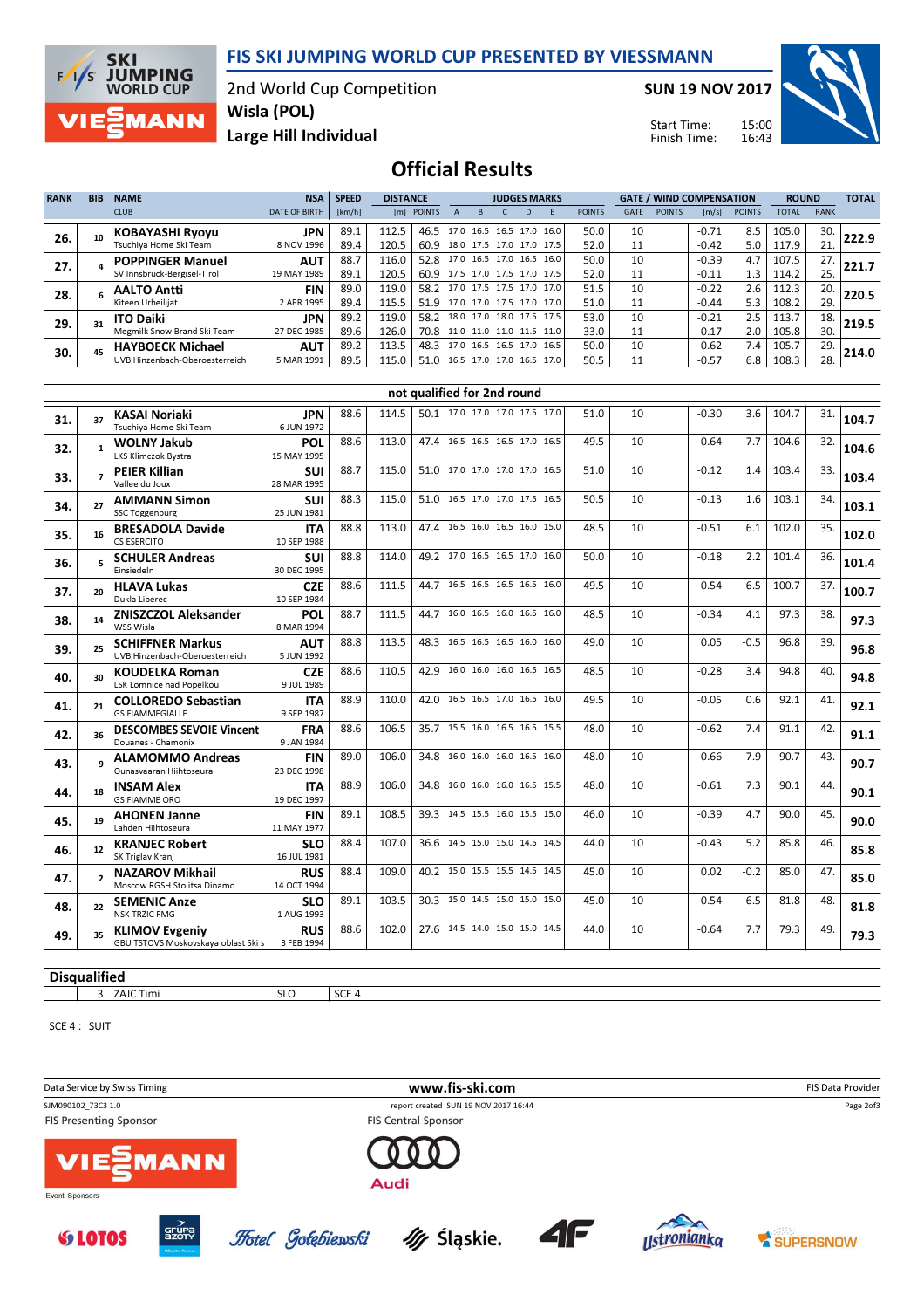# FIS SKI JUMPING WORLD CUP PRESENTED BY VIESSMANN

2nd World Cup Competition
Wisla (POL)
Large Hill Individual

SUN 19 NOV 2017

Start Time: 15:00
Finish Time: 16:43

## Official Results

| RANK | BIB | NAME / CLUB | NSA / DATE OF BIRTH | SPEED [km/h] | DISTANCE [m] | DISTANCE POINTS | A | B | C | D | E | JUDGES POINTS | GATE | GATE POINTS | WIND [m/s] | WIND POINTS | ROUND TOTAL | ROUND RANK | TOTAL |
|---|---|---|---|---|---|---|---|---|---|---|---|---|---|---|---|---|---|---|---|
| 26. | 10 | **KOBAYASHI Ryoyu** Tsuchiya Home Ski Team | JPN 8 NOV 1996 | 89.1 | 112.5 | 46.5 | 17.0 | 16.5 | 16.5 | 17.0 | 16.0 | 50.0 | 10 | | -0.71 | 8.5 | 105.0 | 30. | 222.9 |
| | | | | 89.4 | 120.5 | 60.9 | 18.0 | 17.5 | 17.0 | 17.0 | 17.5 | 52.0 | 11 | | -0.42 | 5.0 | 117.9 | 21. | |
| 27. | 4 | **POPPINGER Manuel** SV Innsbruck-Bergisel-Tirol | AUT 19 MAY 1989 | 88.7 | 116.0 | 52.8 | 17.0 | 16.5 | 17.0 | 16.5 | 16.0 | 50.0 | 10 | | -0.39 | 4.7 | 107.5 | 27. | 221.7 |
| | | | | 89.1 | 120.5 | 60.9 | 17.5 | 17.0 | 17.5 | 17.0 | 17.5 | 52.0 | 11 | | -0.11 | 1.3 | 114.2 | 25. | |
| 28. | 6 | **AALTO Antti** Kiteen Urheilijat | FIN 2 APR 1995 | 89.0 | 119.0 | 58.2 | 17.0 | 17.5 | 17.5 | 17.0 | 17.0 | 51.5 | 10 | | -0.22 | 2.6 | 112.3 | 20. | 220.5 |
| | | | | 89.4 | 115.5 | 51.9 | 17.0 | 17.0 | 17.5 | 17.0 | 17.0 | 51.0 | 11 | | -0.44 | 5.3 | 108.2 | 29. | |
| 29. | 31 | **ITO Daiki** Megmilk Snow Brand Ski Team | JPN 27 DEC 1985 | 89.2 | 119.0 | 58.2 | 18.0 | 17.0 | 18.0 | 17.5 | 17.5 | 53.0 | 10 | | -0.21 | 2.5 | 113.7 | 18. | 219.5 |
| | | | | 89.6 | 126.0 | 70.8 | 11.0 | 11.0 | 11.0 | 11.5 | 11.0 | 33.0 | 11 | | -0.17 | 2.0 | 105.8 | 30. | |
| 30. | 45 | **HAYBOECK Michael** UVB Hinzenbach-Oberoesterreich | AUT 5 MAR 1991 | 89.2 | 113.5 | 48.3 | 17.0 | 16.5 | 16.5 | 17.0 | 16.5 | 50.0 | 10 | | -0.62 | 7.4 | 105.7 | 29. | 214.0 |
| | | | | 89.5 | 115.0 | 51.0 | 16.5 | 17.0 | 17.0 | 16.5 | 17.0 | 50.5 | 11 | | -0.57 | 6.8 | 108.3 | 28. | |

### not qualified for 2nd round

| RANK | BIB | NAME / CLUB | NSA / DATE OF BIRTH | SPEED [km/h] | DISTANCE [m] | DISTANCE POINTS | A | B | C | D | E | JUDGES POINTS | GATE | GATE POINTS | WIND [m/s] | WIND POINTS | ROUND TOTAL | ROUND RANK | TOTAL |
|---|---|---|---|---|---|---|---|---|---|---|---|---|---|---|---|---|---|---|---|
| 31. | 37 | **KASAI Noriaki** Tsuchiya Home Ski Team | JPN 6 JUN 1972 | 88.6 | 114.5 | 50.1 | 17.0 | 17.0 | 17.0 | 17.5 | 17.0 | 51.0 | 10 | | -0.30 | 3.6 | 104.7 | 31. | 104.7 |
| 32. | 1 | **WOLNY Jakub** LKS Klimczok Bystra | POL 15 MAY 1995 | 88.6 | 113.0 | 47.4 | 16.5 | 16.5 | 16.5 | 17.0 | 16.5 | 49.5 | 10 | | -0.64 | 7.7 | 104.6 | 32. | 104.6 |
| 33. | 7 | **PEIER Killian** Vallee du Joux | SUI 28 MAR 1995 | 88.7 | 115.0 | 51.0 | 17.0 | 17.0 | 17.0 | 17.0 | 16.5 | 51.0 | 10 | | -0.12 | 1.4 | 103.4 | 33. | 103.4 |
| 34. | 27 | **AMMANN Simon** SSC Toggenburg | SUI 25 JUN 1981 | 88.3 | 115.0 | 51.0 | 16.5 | 17.0 | 17.0 | 17.5 | 16.5 | 50.5 | 10 | | -0.13 | 1.6 | 103.1 | 34. | 103.1 |
| 35. | 16 | **BRESADOLA Davide** CS ESERCITO | ITA 10 SEP 1988 | 88.8 | 113.0 | 47.4 | 16.5 | 16.0 | 16.5 | 16.0 | 15.0 | 48.5 | 10 | | -0.51 | 6.1 | 102.0 | 35. | 102.0 |
| 36. | 5 | **SCHULER Andreas** Einsiedeln | SUI 30 DEC 1995 | 88.8 | 114.0 | 49.2 | 17.0 | 16.5 | 16.5 | 17.0 | 16.0 | 50.0 | 10 | | -0.18 | 2.2 | 101.4 | 36. | 101.4 |
| 37. | 20 | **HLAVA Lukas** Dukla Liberec | CZE 10 SEP 1984 | 88.6 | 111.5 | 44.7 | 16.5 | 16.5 | 16.5 | 16.5 | 16.0 | 49.5 | 10 | | -0.54 | 6.5 | 100.7 | 37. | 100.7 |
| 38. | 14 | **ZNISZCZOL Aleksander** WSS Wisla | POL 8 MAR 1994 | 88.7 | 111.5 | 44.7 | 16.0 | 16.5 | 16.0 | 16.5 | 16.0 | 48.5 | 10 | | -0.34 | 4.1 | 97.3 | 38. | 97.3 |
| 39. | 25 | **SCHIFFNER Markus** UVB Hinzenbach-Oberoesterreich | AUT 5 JUN 1992 | 88.8 | 113.5 | 48.3 | 16.5 | 16.5 | 16.5 | 16.0 | 16.0 | 49.0 | 10 | | 0.05 | -0.5 | 96.8 | 39. | 96.8 |
| 40. | 30 | **KOUDELKA Roman** LSK Lomnice nad Popelkou | CZE 9 JUL 1989 | 88.6 | 110.5 | 42.9 | 16.0 | 16.0 | 16.0 | 16.5 | 16.5 | 48.5 | 10 | | -0.28 | 3.4 | 94.8 | 40. | 94.8 |
| 41. | 21 | **COLLOREDO Sebastian** GS FIAMMEGIALLE | ITA 9 SEP 1987 | 88.9 | 110.0 | 42.0 | 16.5 | 16.5 | 17.0 | 16.5 | 16.0 | 49.5 | 10 | | -0.05 | 0.6 | 92.1 | 41. | 92.1 |
| 42. | 36 | **DESCOMBES SEVOIE Vincent** Douanes - Chamonix | FRA 9 JAN 1984 | 88.6 | 106.5 | 35.7 | 15.5 | 16.0 | 16.5 | 16.5 | 15.5 | 48.0 | 10 | | -0.62 | 7.4 | 91.1 | 42. | 91.1 |
| 43. | 9 | **ALAMOMMO Andreas** Ounasvaaran Hiihtoseura | FIN 23 DEC 1998 | 89.0 | 106.0 | 34.8 | 16.0 | 16.0 | 16.0 | 16.5 | 16.0 | 48.0 | 10 | | -0.66 | 7.9 | 90.7 | 43. | 90.7 |
| 44. | 18 | **INSAM Alex** GS FIAMME ORO | ITA 19 DEC 1997 | 88.9 | 106.0 | 34.8 | 16.0 | 16.0 | 16.0 | 16.5 | 15.5 | 48.0 | 10 | | -0.61 | 7.3 | 90.1 | 44. | 90.1 |
| 45. | 19 | **AHONEN Janne** Lahden Hiihtoseura | FIN 11 MAY 1977 | 89.1 | 108.5 | 39.3 | 14.5 | 15.5 | 16.0 | 15.5 | 15.0 | 46.0 | 10 | | -0.39 | 4.7 | 90.0 | 45. | 90.0 |
| 46. | 12 | **KRANJEC Robert** SK Triglav Kranj | SLO 16 JUL 1981 | 88.4 | 107.0 | 36.6 | 14.5 | 15.0 | 15.0 | 14.5 | 14.5 | 44.0 | 10 | | -0.43 | 5.2 | 85.8 | 46. | 85.8 |
| 47. | 2 | **NAZAROV Mikhail** Moscow RGSH Stolitsa Dinamo | RUS 14 OCT 1994 | 88.4 | 109.0 | 40.2 | 15.0 | 15.5 | 15.5 | 14.5 | 14.5 | 45.0 | 10 | | 0.02 | -0.2 | 85.0 | 47. | 85.0 |
| 48. | 22 | **SEMENIC Anze** NSK TRZIC FMG | SLO 1 AUG 1993 | 89.1 | 103.5 | 30.3 | 15.0 | 14.5 | 15.0 | 15.0 | 15.0 | 45.0 | 10 | | -0.54 | 6.5 | 81.8 | 48. | 81.8 |
| 49. | 35 | **KLIMOV Evgeniy** GBU TSTOVS Moskovskaya oblast Ski s | RUS 3 FEB 1994 | 88.6 | 102.0 | 27.6 | 14.5 | 14.0 | 15.0 | 15.0 | 14.5 | 44.0 | 10 | | -0.64 | 7.7 | 79.3 | 49. | 79.3 |

### Disqualified

| BIB | NAME | NSA | REASON |
|---|---|---|---|
| 3 | ZAJC Timi | SLO | SCE 4 |

SCE 4 : SUIT

Data Service by Swiss Timing — www.fis-ski.com — FIS Data Provider

SJM090102_73C3 1.0 — report created SUN 19 NOV 2017 16:44

FIS Presenting Sponsor: VIESSMANN — FIS Central Sponsor: Audi

Event Sponsors: LOTOS, Grupa Azoty, Hotel Gołębiewski, Śląskie., 4F, Ustronianka, SUPERSNOW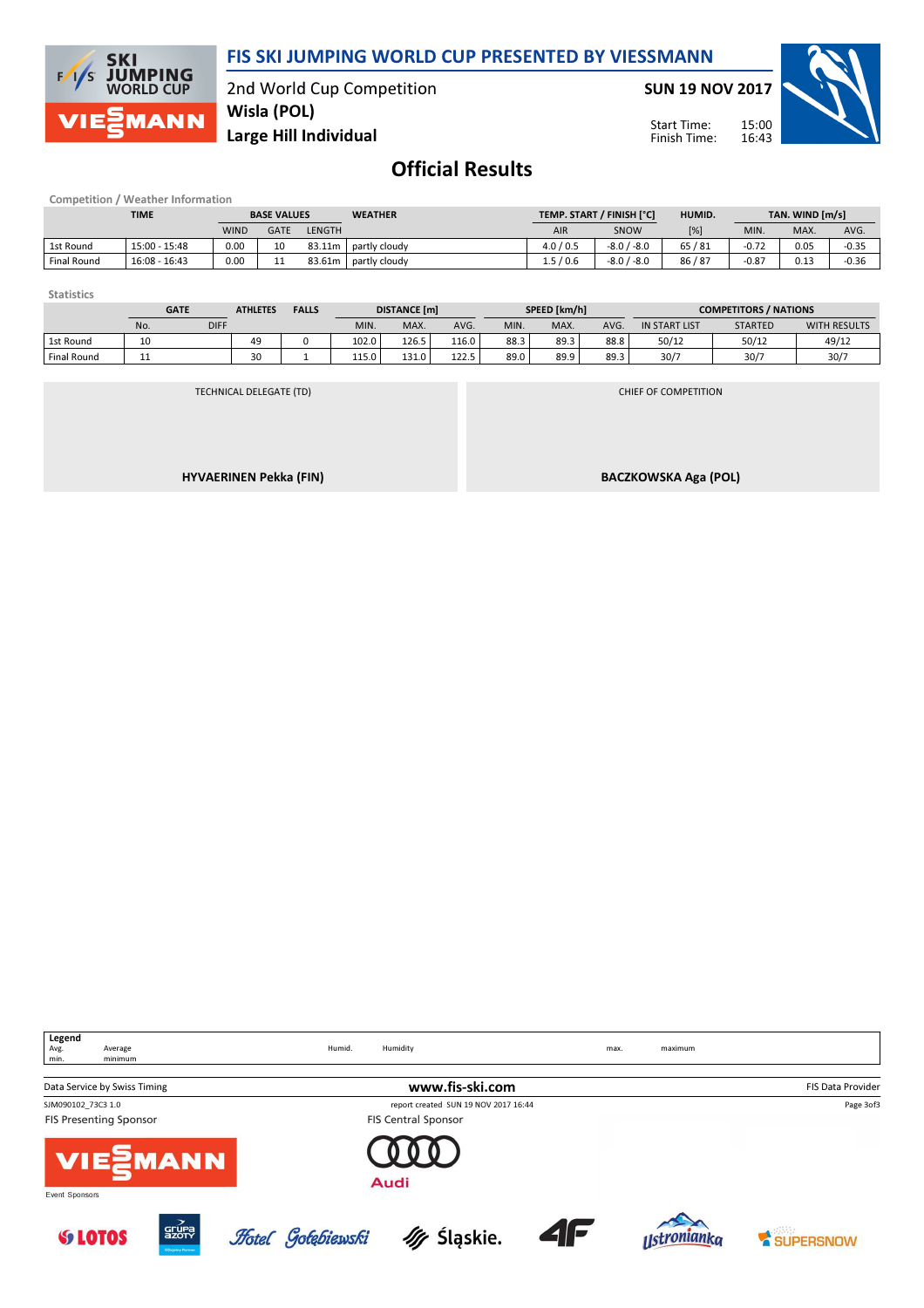# FIS SKI JUMPING WORLD CUP PRESENTED BY VIESSMANN

2nd World Cup Competition
**Wisla (POL)**
**Large Hill Individual**

**SUN 19 NOV 2017**

Start Time: 15:00
Finish Time: 16:43

## Official Results

Competition / Weather Information

| | TIME | BASE VALUES | | | WEATHER | TEMP. START / FINISH [°C] | | HUMID. | TAN. WIND [m/s] | | |
|---|---|---|---|---|---|---|---|---|---|---|---|
| | | WIND | GATE | LENGTH | | AIR | SNOW | [%] | MIN. | MAX. | AVG. |
| 1st Round | 15:00 - 15:48 | 0.00 | 10 | 83.11m | partly cloudy | 4.0 / 0.5 | -8.0 / -8.0 | 65 / 81 | -0.72 | 0.05 | -0.35 |
| Final Round | 16:08 - 16:43 | 0.00 | 11 | 83.61m | partly cloudy | 1.5 / 0.6 | -8.0 / -8.0 | 86 / 87 | -0.87 | 0.13 | -0.36 |

Statistics

| | GATE | | ATHLETES | FALLS | DISTANCE [m] | | | SPEED [km/h] | | | COMPETITORS / NATIONS | | |
|---|---|---|---|---|---|---|---|---|---|---|---|---|---|
| | No. | DIFF | | | MIN. | MAX. | AVG. | MIN. | MAX. | AVG. | IN START LIST | STARTED | WITH RESULTS |
| 1st Round | 10 | | 49 | 0 | 102.0 | 126.5 | 116.0 | 88.3 | 89.3 | 88.8 | 50/12 | 50/12 | 49/12 |
| Final Round | 11 | | 30 | 1 | 115.0 | 131.0 | 122.5 | 89.0 | 89.9 | 89.3 | 30/7 | 30/7 | 30/7 |

| TECHNICAL DELEGATE (TD) | CHIEF OF COMPETITION |
|---|---|
| **HYVAERINEN Pekka (FIN)** | **BACZKOWSKA Aga (POL)** |

Legend
Avg. Average
min. minimum
Humid. Humidity
max. maximum

Data Service by Swiss Timing — www.fis-ski.com — FIS Data Provider
SJM090102_73C3 1.0 — report created SUN 19 NOV 2017 16:44
FIS Presenting Sponsor: VIESSMANN
FIS Central Sponsor: Audi
Event Sponsors: LOTOS, Grupa Azoty, Hotel Gołębiewski, Śląskie., 4F, Ustronianka, SUPERSNOW